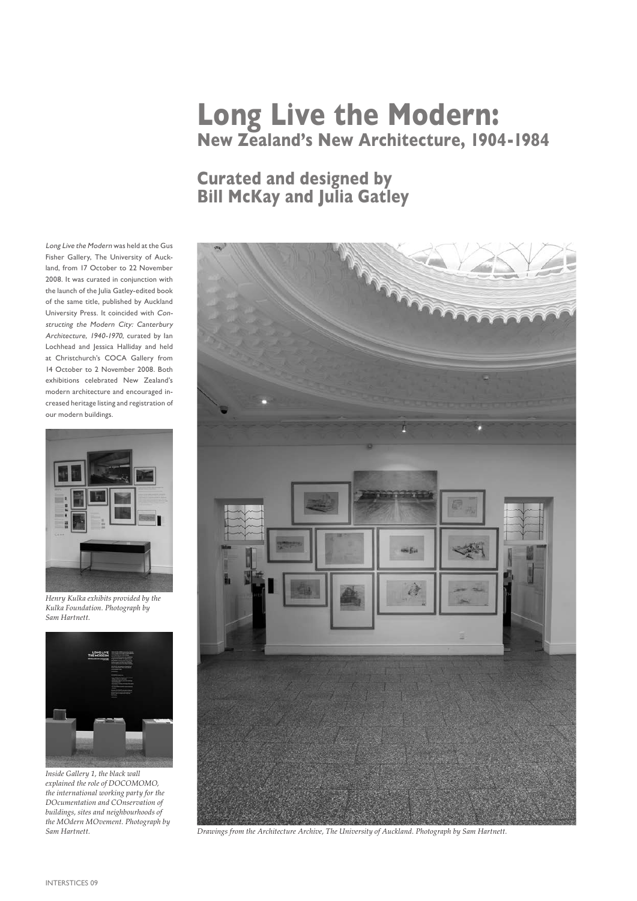# Long Live the Modern:
## New Zealand's New Architecture, 1904-1984

## Curated and designed by Bill McKay and Julia Gatley

*Long Live the Modern* was held at the Gus Fisher Gallery, The University of Auckland, from 17 October to 22 November 2008. It was curated in conjunction with the launch of the Julia Gatley-edited book of the same title, published by Auckland University Press. It coincided with *Constructing the Modern City: Canterbury Architecture, 1940-1970*, curated by Ian Lochhead and Jessica Halliday and held at Christchurch's COCA Gallery from 14 October to 2 November 2008. Both exhibitions celebrated New Zealand's modern architecture and encouraged increased heritage listing and registration of our modern buildings.

*Henry Kulka exhibits provided by the Kulka Foundation. Photograph by Sam Hartnett.*

*Inside Gallery 1, the black wall explained the role of DOCOMOMO, the international working party for the DOcumentation and COnservation of buildings, sites and neighbourhoods of the MOdern MOvement. Photograph by Sam Hartnett.*

*Drawings from the Architecture Archive, The University of Auckland. Photograph by Sam Hartnett.*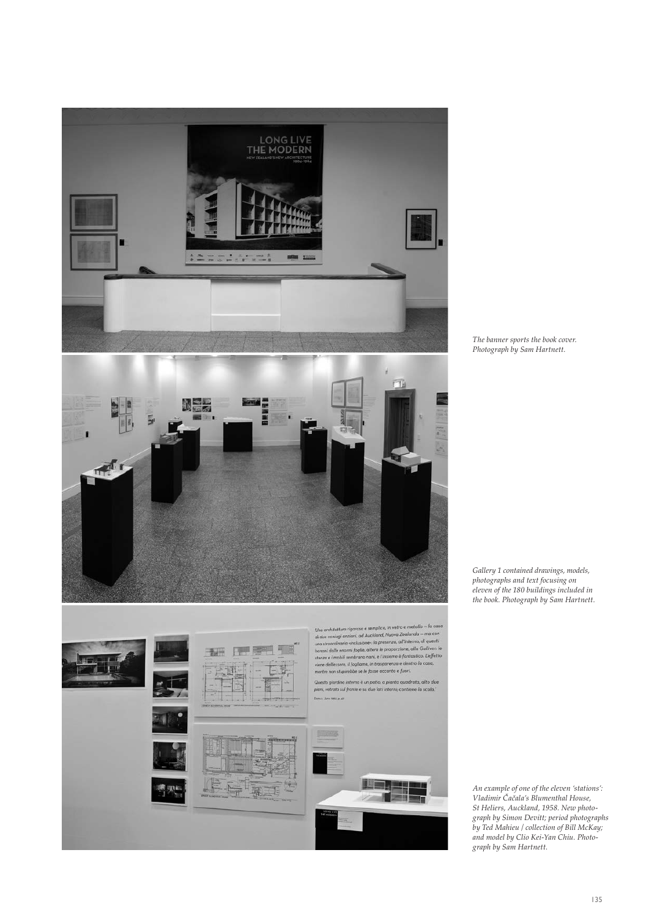*The banner sports the book cover. Photograph by Sam Hartnett.*

*Gallery 1 contained drawings, models, photographs and text focusing on eleven of the 180 buildings included in the book. Photograph by Sam Hartnett.*

*An example of one of the eleven 'stations': Vladimir Čačala's Blumenthal House, St Heliers, Auckland, 1958. New photograph by Simon Devitt; period photographs by Ted Mahieu / collection of Bill McKay; and model by Clio Kei-Yan Chiu. Photograph by Sam Hartnett.*